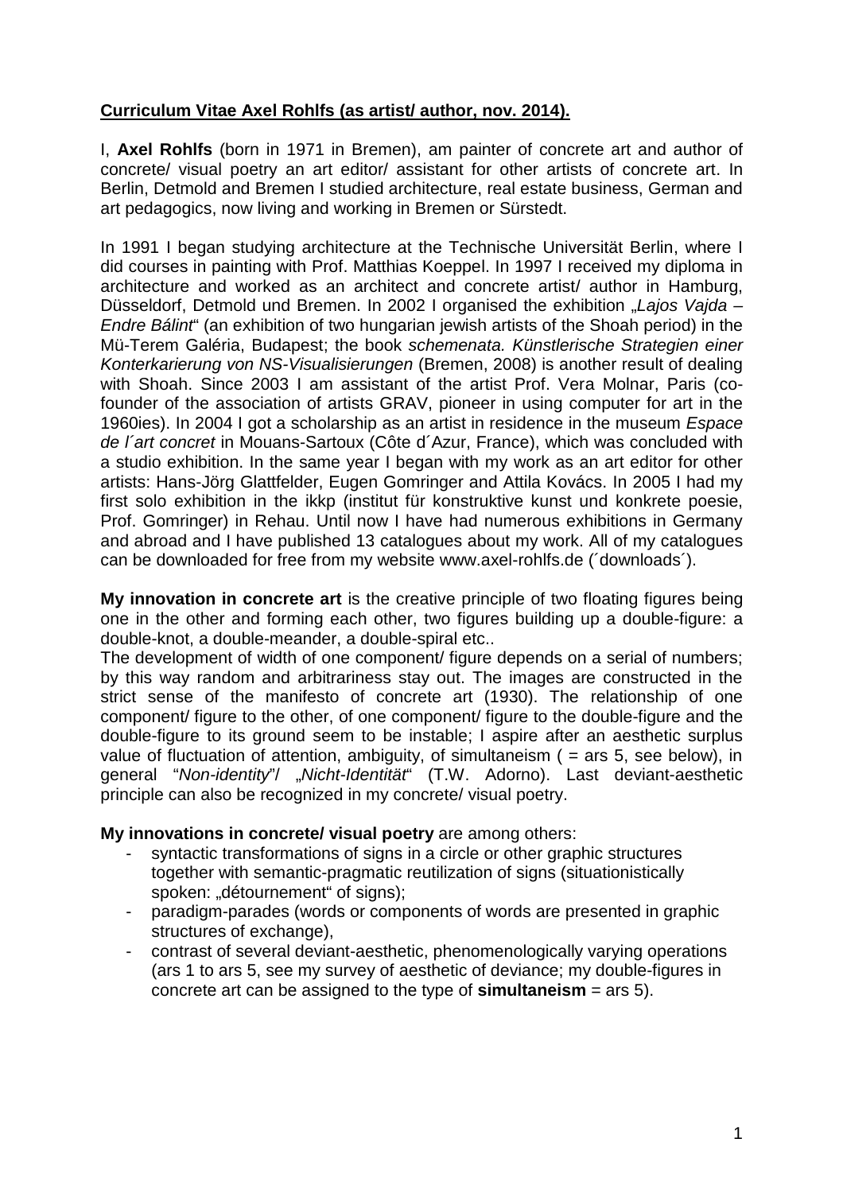**<u>Curriculum Vitae Axel Rohlfs (as artist/ author, nov. 2014).</u>**

I, **Axel Rohlfs** (born in 1971 in Bremen), am painter of concrete art and author of concrete/ visual poetry an art editor/ assistant for other artists of concrete art. In Berlin, Detmold and Bremen I studied architecture, real estate business, German and art pedagogics, now living and working in Bremen or Sürstedt.

In 1991 I began studying architecture at the Technische Universität Berlin, where I did courses in painting with Prof. Matthias Koeppel. In 1997 I received my diploma in architecture and worked as an architect and concrete artist/ author in Hamburg, Düsseldorf, Detmold und Bremen. In 2002 I organised the exhibition „*Lajos Vajda – Endre Bálint*" (an exhibition of two hungarian jewish artists of the Shoah period) in the Mü-Terem Galéria, Budapest; the book *schemenata. Künstlerische Strategien einer Konterkarierung von NS-Visualisierungen* (Bremen, 2008) is another result of dealing with Shoah. Since 2003 I am assistant of the artist Prof. Vera Molnar, Paris (co-founder of the association of artists GRAV, pioneer in using computer for art in the 1960ies). In 2004 I got a scholarship as an artist in residence in the museum *Espace de l´art concret* in Mouans-Sartoux (Côte d´Azur, France), which was concluded with a studio exhibition. In the same year I began with my work as an art editor for other artists: Hans-Jörg Glattfelder, Eugen Gomringer and Attila Kovács. In 2005 I had my first solo exhibition in the ikkp (institut für konstruktive kunst und konkrete poesie, Prof. Gomringer) in Rehau. Until now I have had numerous exhibitions in Germany and abroad and I have published 13 catalogues about my work. All of my catalogues can be downloaded for free from my website www.axel-rohlfs.de (´downloads´).

**My innovation in concrete art** is the creative principle of two floating figures being one in the other and forming each other, two figures building up a double-figure: a double-knot, a double-meander, a double-spiral etc..
The development of width of one component/ figure depends on a serial of numbers; by this way random and arbitrariness stay out. The images are constructed in the strict sense of the manifesto of concrete art (1930). The relationship of one component/ figure to the other, of one component/ figure to the double-figure and the double-figure to its ground seem to be instable; I aspire after an aesthetic surplus value of fluctuation of attention, ambiguity, of simultaneism ( = ars 5, see below), in general "*Non-identity*"/ „*Nicht-Identität*" (T.W. Adorno). Last deviant-aesthetic principle can also be recognized in my concrete/ visual poetry.

**My innovations in concrete/ visual poetry** are among others:

- syntactic transformations of signs in a circle or other graphic structures together with semantic-pragmatic reutilization of signs (situationistically spoken: „détournement" of signs);
- paradigm-parades (words or components of words are presented in graphic structures of exchange),
- contrast of several deviant-aesthetic, phenomenologically varying operations (ars 1 to ars 5, see my survey of aesthetic of deviance; my double-figures in concrete art can be assigned to the type of **simultaneism** = ars 5).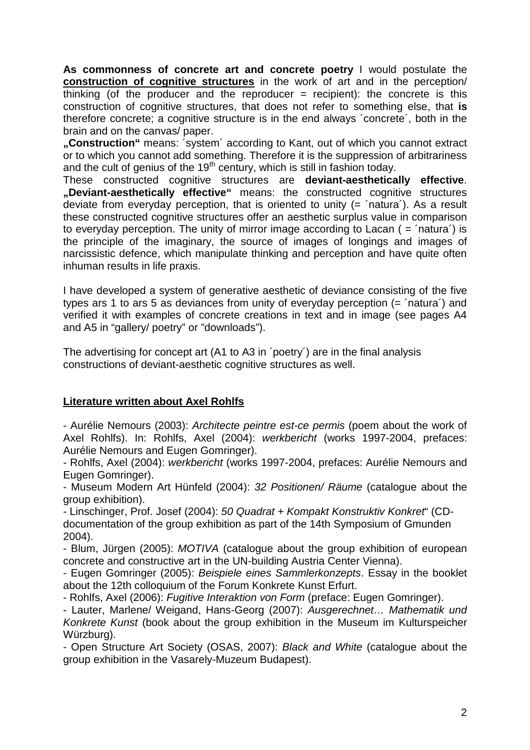**As commonness of concrete art and concrete poetry** I would postulate the **construction of cognitive structures** in the work of art and in the perception/ thinking (of the producer and the reproducer = recipient): the concrete is this construction of cognitive structures, that does not refer to something else, that **is** therefore concrete; a cognitive structure is in the end always ´concrete´, both in the brain and on the canvas/ paper.

**„Construction"** means: ´system´ according to Kant, out of which you cannot extract or to which you cannot add something. Therefore it is the suppression of arbitrariness and the cult of genius of the 19th century, which is still in fashion today.

These constructed cognitive structures are **deviant-aesthetically effective**. **„Deviant-aesthetically effective"** means: the constructed cognitive structures deviate from everyday perception, that is oriented to unity (= ´natura´). As a result these constructed cognitive structures offer an aesthetic surplus value in comparison to everyday perception. The unity of mirror image according to Lacan ( = ´natura´) is the principle of the imaginary, the source of images of longings and images of narcissistic defence, which manipulate thinking and perception and have quite often inhuman results in life praxis.

I have developed a system of generative aesthetic of deviance consisting of the five types ars 1 to ars 5 as deviances from unity of everyday perception (= ´natura´) and verified it with examples of concrete creations in text and in image (see pages A4 and A5 in "gallery/ poetry" or "downloads").

The advertising for concept art (A1 to A3 in ´poetry´) are in the final analysis constructions of deviant-aesthetic cognitive structures as well.

## Literature written about Axel Rohlfs

- Aurélie Nemours (2003): *Architecte peintre est-ce permis* (poem about the work of Axel Rohlfs). In: Rohlfs, Axel (2004): *werkbericht* (works 1997-2004, prefaces: Aurélie Nemours and Eugen Gomringer).
- Rohlfs, Axel (2004): *werkbericht* (works 1997-2004, prefaces: Aurélie Nemours and Eugen Gomringer).
- Museum Modern Art Hünfeld (2004): *32 Positionen/ Räume* (catalogue about the group exhibition).
- Linschinger, Prof. Josef (2004): *50 Quadrat + Kompakt Konstruktiv Konkret*" (CD-documentation of the group exhibition as part of the 14th Symposium of Gmunden 2004).
- Blum, Jürgen (2005): *MOTIVA* (catalogue about the group exhibition of european concrete and constructive art in the UN-building Austria Center Vienna).
- Eugen Gomringer (2005): *Beispiele eines Sammlerkonzepts*. Essay in the booklet about the 12th colloquium of the Forum Konkrete Kunst Erfurt.
- Rohlfs, Axel (2006): *Fugitive Interaktion von Form* (preface: Eugen Gomringer).
- Lauter, Marlene/ Weigand, Hans-Georg (2007): *Ausgerechnet… Mathematik und Konkrete Kunst* (book about the group exhibition in the Museum im Kulturspeicher Würzburg).
- Open Structure Art Society (OSAS, 2007): *Black and White* (catalogue about the group exhibition in the Vasarely-Muzeum Budapest).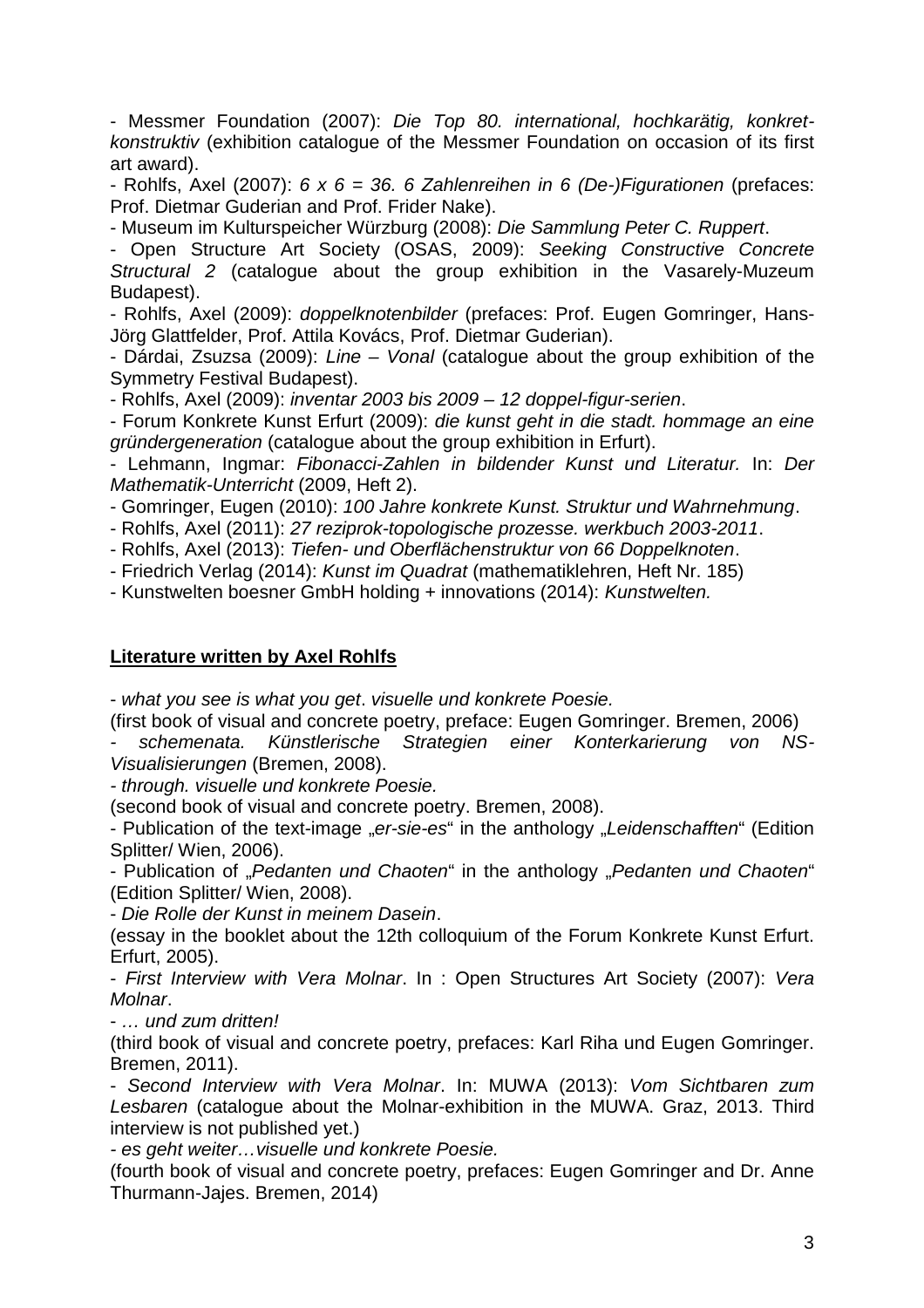- Messmer Foundation (2007): *Die Top 80. international, hochkarätig, konkret-konstruktiv* (exhibition catalogue of the Messmer Foundation on occasion of its first art award).

- Rohlfs, Axel (2007): *6 x 6 = 36. 6 Zahlenreihen in 6 (De-)Figurationen* (prefaces: Prof. Dietmar Guderian and Prof. Frider Nake).

- Museum im Kulturspeicher Würzburg (2008): *Die Sammlung Peter C. Ruppert*.

- Open Structure Art Society (OSAS, 2009): *Seeking Constructive Concrete Structural 2* (catalogue about the group exhibition in the Vasarely-Muzeum Budapest).

- Rohlfs, Axel (2009): *doppelknotenbilder* (prefaces: Prof. Eugen Gomringer, Hans-Jörg Glattfelder, Prof. Attila Kovács, Prof. Dietmar Guderian).

- Dárdai, Zsuzsa (2009): *Line – Vonal* (catalogue about the group exhibition of the Symmetry Festival Budapest).

- Rohlfs, Axel (2009): *inventar 2003 bis 2009 – 12 doppel-figur-serien*.

- Forum Konkrete Kunst Erfurt (2009): *die kunst geht in die stadt. hommage an eine gründergeneration* (catalogue about the group exhibition in Erfurt).

- Lehmann, Ingmar: *Fibonacci-Zahlen in bildender Kunst und Literatur.* In: *Der Mathematik-Unterricht* (2009, Heft 2).

- Gomringer, Eugen (2010): *100 Jahre konkrete Kunst. Struktur und Wahrnehmung*.

- Rohlfs, Axel (2011): *27 reziprok-topologische prozesse. werkbuch 2003-2011*.

- Rohlfs, Axel (2013): *Tiefen- und Oberflächenstruktur von 66 Doppelknoten*.

- Friedrich Verlag (2014): *Kunst im Quadrat* (mathematiklehren, Heft Nr. 185)

- Kunstwelten boesner GmbH holding + innovations (2014): *Kunstwelten.*

**<u>Literature written by Axel Rohlfs</u>**

- *what you see is what you get*. *visuelle und konkrete Poesie.*
(first book of visual and concrete poetry, preface: Eugen Gomringer. Bremen, 2006)

- *schemenata. Künstlerische Strategien einer Konterkarierung von NS-Visualisierungen* (Bremen, 2008).

- *through. visuelle und konkrete Poesie.*
(second book of visual and concrete poetry. Bremen, 2008).

- Publication of the text-image „*er-sie-es*“ in the anthology „*Leidenschafften*“ (Edition Splitter/ Wien, 2006).

- Publication of „*Pedanten und Chaoten*“ in the anthology „*Pedanten und Chaoten*“ (Edition Splitter/ Wien, 2008).

- *Die Rolle der Kunst in meinem Dasein*.
(essay in the booklet about the 12th colloquium of the Forum Konkrete Kunst Erfurt. Erfurt, 2005).

- *First Interview with Vera Molnar*. In : Open Structures Art Society (2007): *Vera Molnar*.

- *… und zum dritten!*
(third book of visual and concrete poetry, prefaces: Karl Riha und Eugen Gomringer. Bremen, 2011).

- *Second Interview with Vera Molnar*. In: MUWA (2013): *Vom Sichtbaren zum Lesbaren* (catalogue about the Molnar-exhibition in the MUWA. Graz, 2013. Third interview is not published yet.)

- *es geht weiter…visuelle und konkrete Poesie.*
(fourth book of visual and concrete poetry, prefaces: Eugen Gomringer and Dr. Anne Thurmann-Jajes. Bremen, 2014)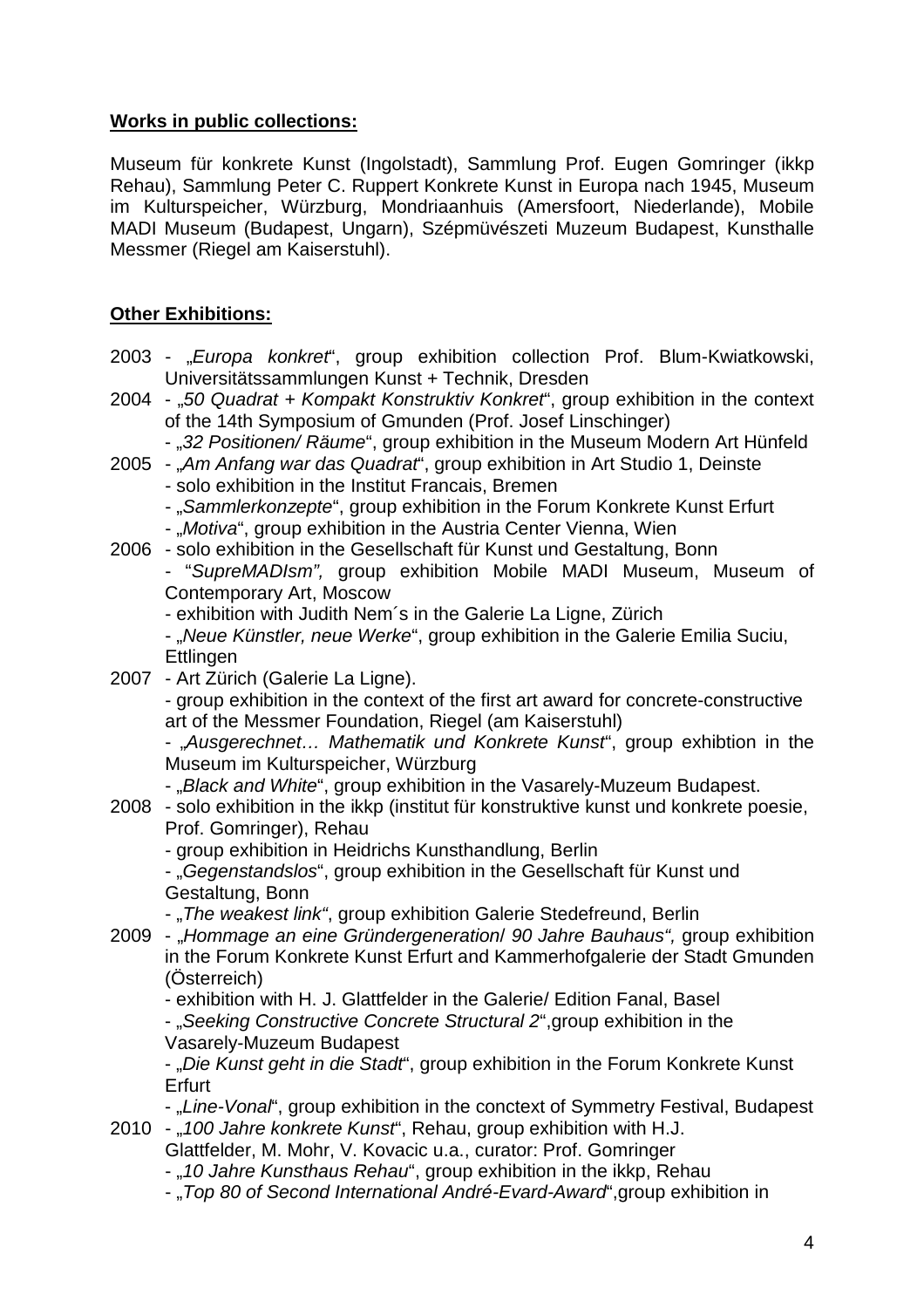**Works in public collections:**

Museum für konkrete Kunst (Ingolstadt), Sammlung Prof. Eugen Gomringer (ikkp Rehau), Sammlung Peter C. Ruppert Konkrete Kunst in Europa nach 1945, Museum im Kulturspeicher, Würzburg, Mondriaanhuis (Amersfoort, Niederlande), Mobile MADI Museum (Budapest, Ungarn), Szépmüvészeti Muzeum Budapest, Kunsthalle Messmer (Riegel am Kaiserstuhl).

**Other Exhibitions:**

2003 - „*Europa konkret*", group exhibition collection Prof. Blum-Kwiatkowski, Universitätssammlungen Kunst + Technik, Dresden

2004 - „*50 Quadrat + Kompakt Konstruktiv Konkret*", group exhibition in the context of the 14th Symposium of Gmunden (Prof. Josef Linschinger)
- „*32 Positionen/ Räume*", group exhibition in the Museum Modern Art Hünfeld

2005 - „*Am Anfang war das Quadrat*", group exhibition in Art Studio 1, Deinste
- solo exhibition in the Institut Francais, Bremen
- „*Sammlerkonzepte*", group exhibition in the Forum Konkrete Kunst Erfurt
- „*Motiva*", group exhibition in the Austria Center Vienna, Wien

2006 - solo exhibition in the Gesellschaft für Kunst und Gestaltung, Bonn
- "*SupreMADIsm",* group exhibition Mobile MADI Museum, Museum of Contemporary Art, Moscow
- exhibition with Judith Nem´s in the Galerie La Ligne, Zürich
- „*Neue Künstler, neue Werke*", group exhibition in the Galerie Emilia Suciu, Ettlingen

2007 - Art Zürich (Galerie La Ligne).
- group exhibition in the context of the first art award for concrete-constructive art of the Messmer Foundation, Riegel (am Kaiserstuhl)
- *„Ausgerechnet… Mathematik und Konkrete Kunst*", group exhibtion in the Museum im Kulturspeicher, Würzburg
- „*Black and White*", group exhibition in the Vasarely-Muzeum Budapest.

2008 - solo exhibition in the ikkp (institut für konstruktive kunst und konkrete poesie, Prof. Gomringer), Rehau
- group exhibition in Heidrichs Kunsthandlung, Berlin
- „*Gegenstandslos*", group exhibition in the Gesellschaft für Kunst und Gestaltung, Bonn
- „*The weakest link"*, group exhibition Galerie Stedefreund, Berlin

2009 - „*Hommage an eine Gründergeneration/ 90 Jahre Bauhaus",* group exhibition in the Forum Konkrete Kunst Erfurt and Kammerhofgalerie der Stadt Gmunden (Österreich)
- exhibition with H. J. Glattfelder in the Galerie/ Edition Fanal, Basel
- „*Seeking Constructive Concrete Structural 2*",group exhibition in the Vasarely-Muzeum Budapest
- „*Die Kunst geht in die Stadt*", group exhibition in the Forum Konkrete Kunst Erfurt
- „*Line-Vonal*", group exhibition in the conctext of Symmetry Festival, Budapest

2010 - „*100 Jahre konkrete Kunst*", Rehau, group exhibition with H.J. Glattfelder, M. Mohr, V. Kovacic u.a., curator: Prof. Gomringer
- „*10 Jahre Kunsthaus Rehau*", group exhibition in the ikkp, Rehau
- „*Top 80 of Second International André-Evard-Award*",group exhibition in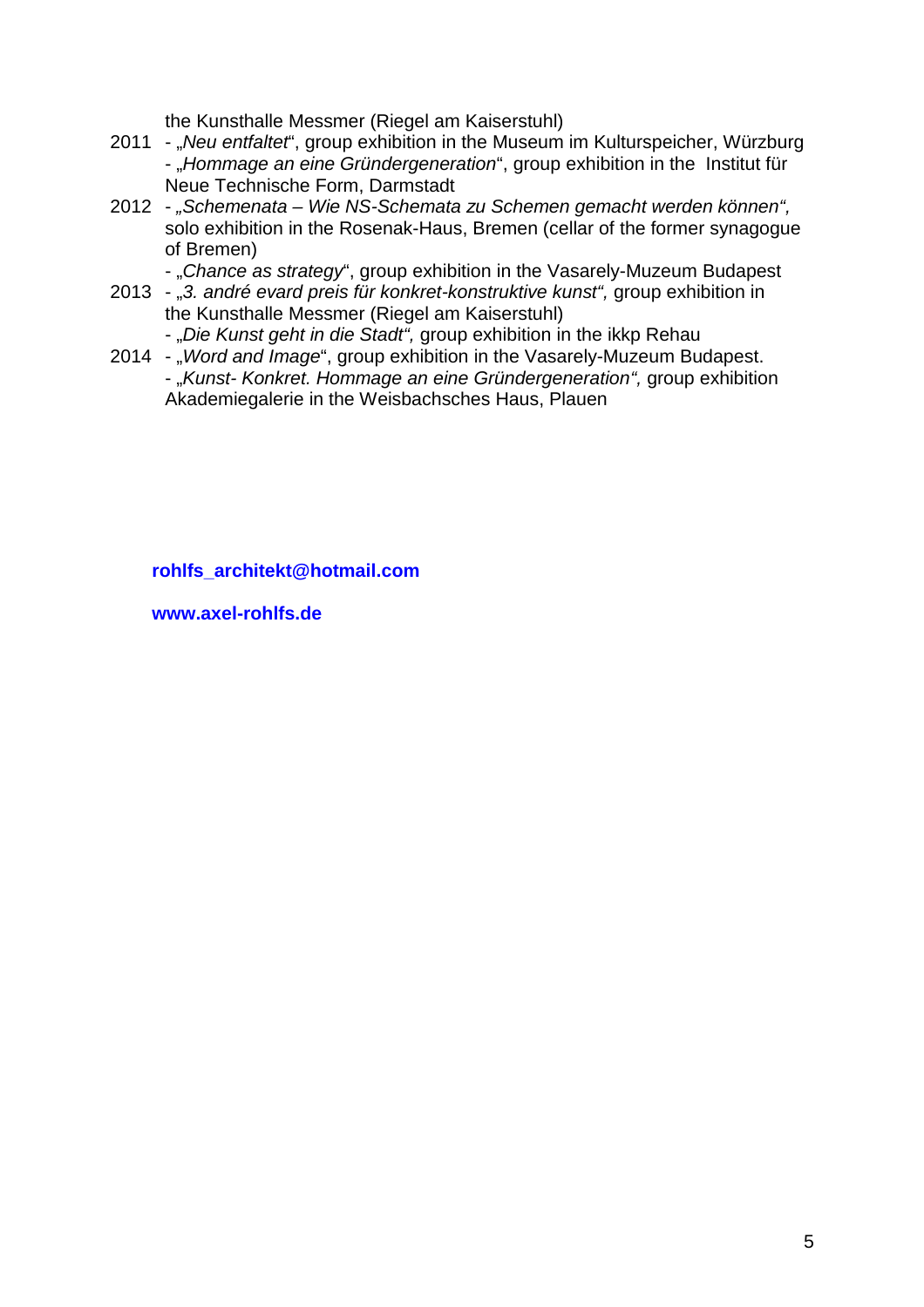the Kunsthalle Messmer (Riegel am Kaiserstuhl)

2011 - „*Neu entfaltet*“, group exhibition in the Museum im Kulturspeicher, Würzburg
- „*Hommage an eine Gründergeneration*“, group exhibition in the Institut für Neue Technische Form, Darmstadt

2012 - *„Schemenata – Wie NS-Schemata zu Schemen gemacht werden können“,* solo exhibition in the Rosenak-Haus, Bremen (cellar of the former synagogue of Bremen)
- „*Chance as strategy*“, group exhibition in the Vasarely-Muzeum Budapest

2013 - „*3. andré evard preis für konkret-konstruktive kunst“,* group exhibition in the Kunsthalle Messmer (Riegel am Kaiserstuhl)
- „*Die Kunst geht in die Stadt“,* group exhibition in the ikkp Rehau

2014 - „*Word and Image*“, group exhibition in the Vasarely-Muzeum Budapest.
- „*Kunst- Konkret. Hommage an eine Gründergeneration“,* group exhibition Akademiegalerie in the Weisbachsches Haus, Plauen

**rohlfs_architekt@hotmail.com**

**www.axel-rohlfs.de**